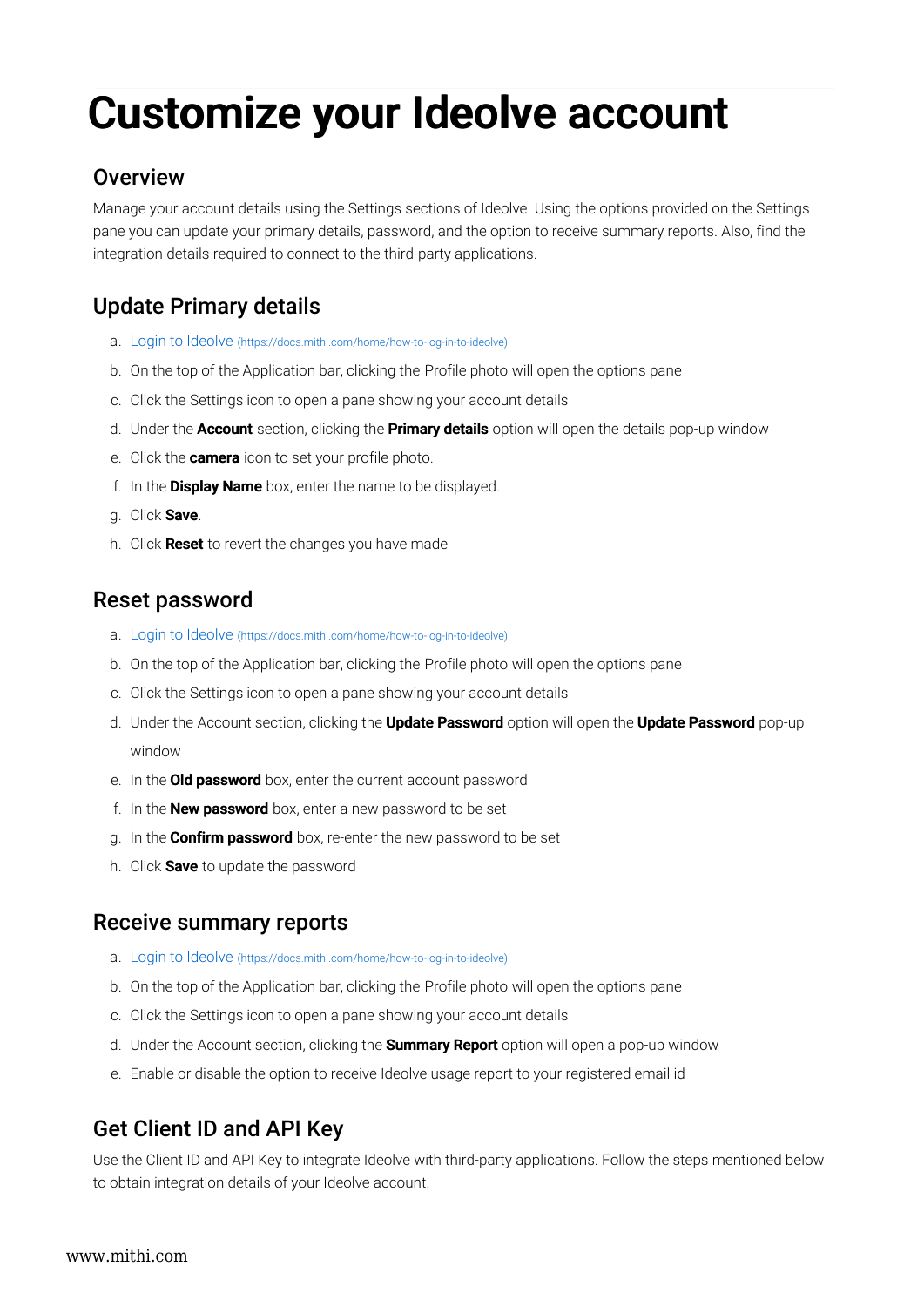# Customize your Ideolve account

## Overview

Manage your account details using the Settings sections of Ideolve. Using the options provided on the Settings pane you can update your primary details, password, and the option to receive summary reports. Also, find the integration details required to connect to the third-party applications.

## Update Primary details

a. Login to Ideolve (https://docs.mithi.com/home/how-to-log-in-to-ideolve)
b. On the top of the Application bar, clicking the Profile photo will open the options pane
c. Click the Settings icon to open a pane showing your account details
d. Under the **Account** section, clicking the **Primary details** option will open the details pop-up window
e. Click the **camera** icon to set your profile photo.
f. In the **Display Name** box, enter the name to be displayed.
g. Click **Save**.
h. Click **Reset** to revert the changes you have made

## Reset password

a. Login to Ideolve (https://docs.mithi.com/home/how-to-log-in-to-ideolve)
b. On the top of the Application bar, clicking the Profile photo will open the options pane
c. Click the Settings icon to open a pane showing your account details
d. Under the Account section, clicking the **Update Password** option will open the **Update Password** pop-up window
e. In the **Old password** box, enter the current account password
f. In the **New password** box, enter a new password to be set
g. In the **Confirm password** box, re-enter the new password to be set
h. Click **Save** to update the password

## Receive summary reports

a. Login to Ideolve (https://docs.mithi.com/home/how-to-log-in-to-ideolve)
b. On the top of the Application bar, clicking the Profile photo will open the options pane
c. Click the Settings icon to open a pane showing your account details
d. Under the Account section, clicking the **Summary Report** option will open a pop-up window
e. Enable or disable the option to receive Ideolve usage report to your registered email id

## Get Client ID and API Key

Use the Client ID and API Key to integrate Ideolve with third-party applications. Follow the steps mentioned below to obtain integration details of your Ideolve account.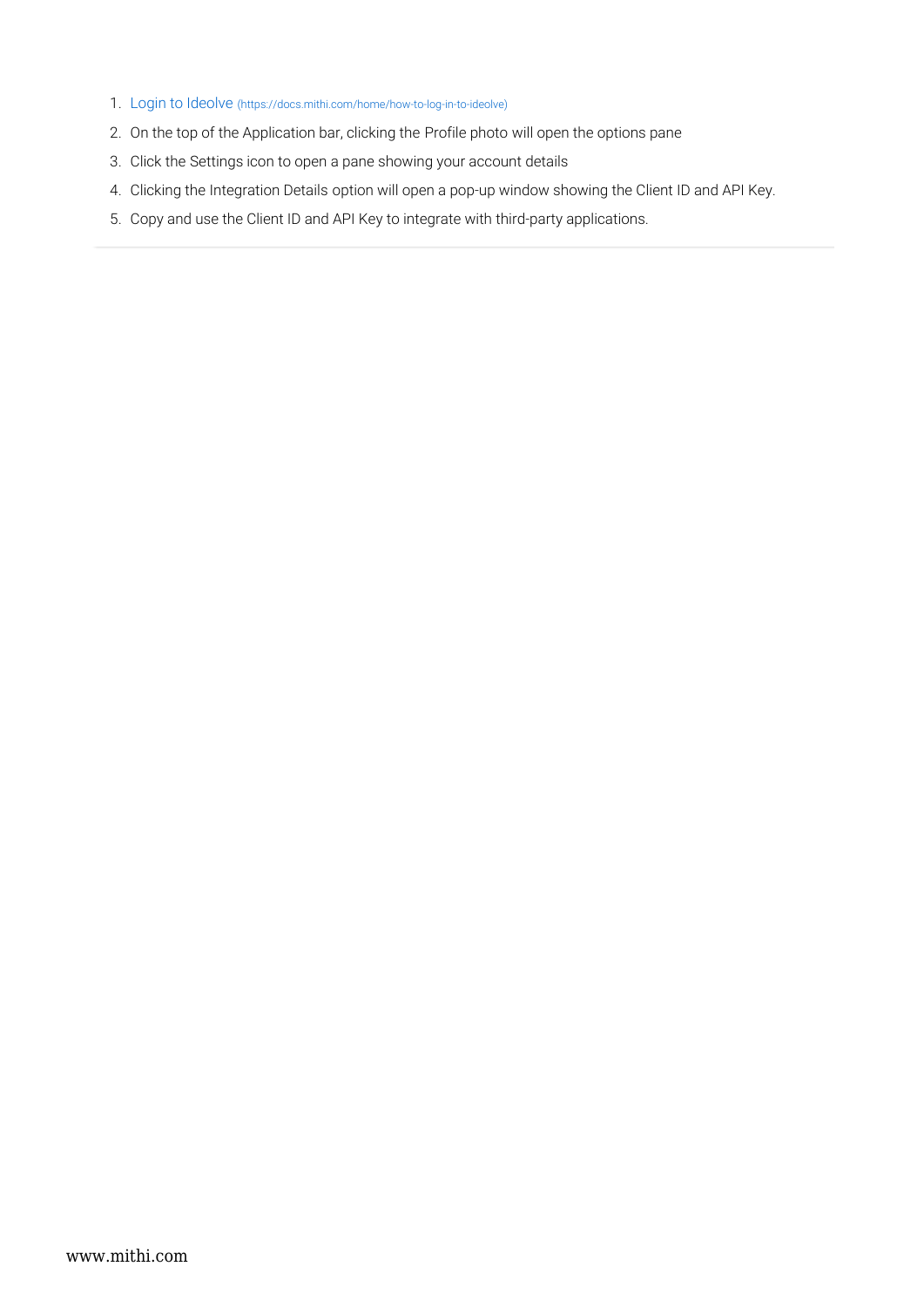1. [Login to Ideolve](https://docs.mithi.com/home/how-to-log-in-to-ideolve) (https://docs.mithi.com/home/how-to-log-in-to-ideolve)
2. On the top of the Application bar, clicking the Profile photo will open the options pane
3. Click the Settings icon to open a pane showing your account details
4. Clicking the Integration Details option will open a pop-up window showing the Client ID and API Key.
5. Copy and use the Client ID and API Key to integrate with third-party applications.

---